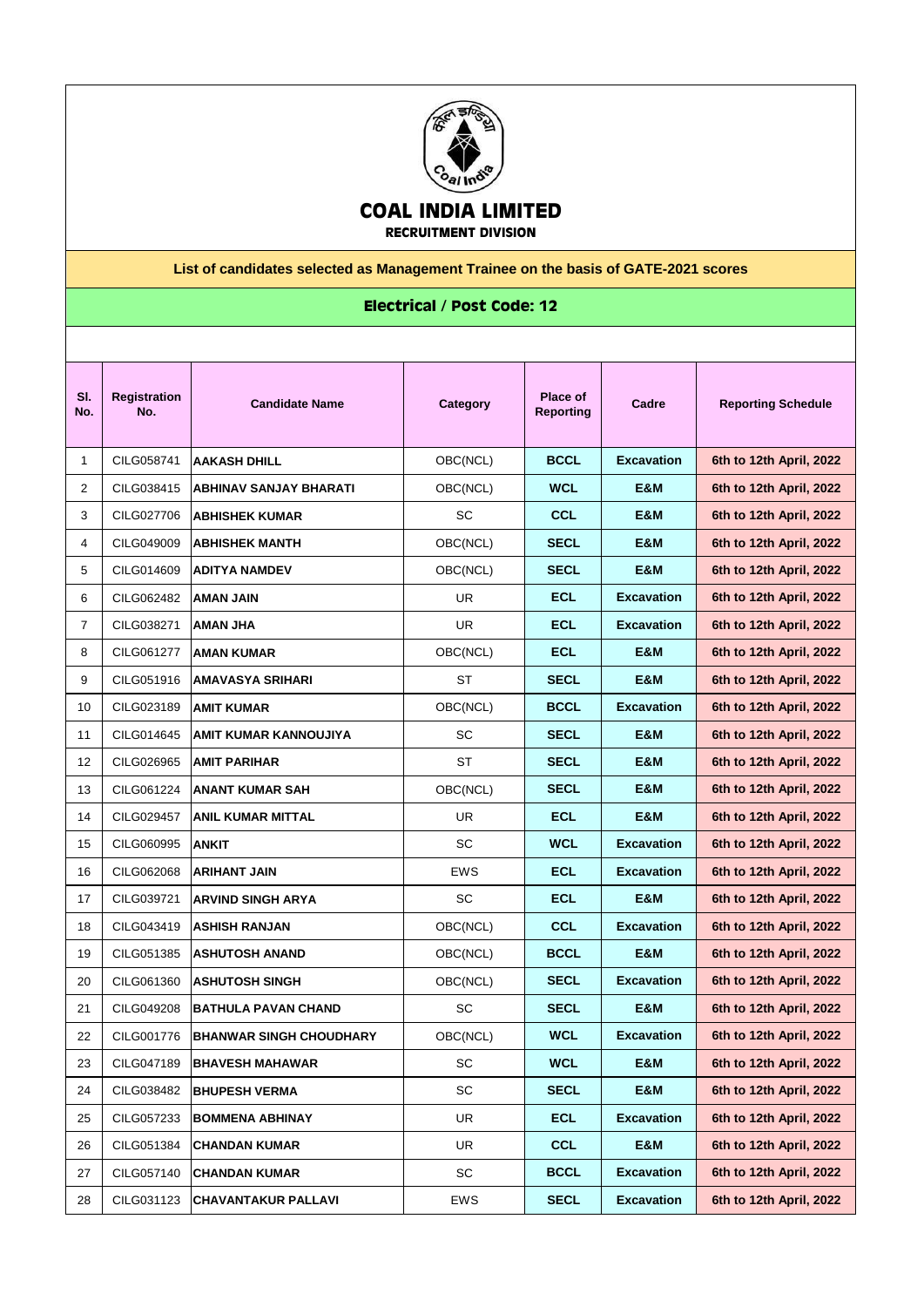# COAL INDIA LIMITED

**RECRUITMENT DIVISION**

**List of candidates selected as Management Trainee on the basis of GATE-2021 scores**

## Electrical / Post Code: 12

| Sl. No. | Registration No. | Candidate Name | Category | Place of Reporting | Cadre | Reporting Schedule |
|---|---|---|---|---|---|---|
| 1 | CILG058741 | AAKASH DHILL | OBC(NCL) | BCCL | Excavation | 6th to 12th April, 2022 |
| 2 | CILG038415 | ABHINAV SANJAY BHARATI | OBC(NCL) | WCL | E&M | 6th to 12th April, 2022 |
| 3 | CILG027706 | ABHISHEK KUMAR | SC | CCL | E&M | 6th to 12th April, 2022 |
| 4 | CILG049009 | ABHISHEK MANTH | OBC(NCL) | SECL | E&M | 6th to 12th April, 2022 |
| 5 | CILG014609 | ADITYA NAMDEV | OBC(NCL) | SECL | E&M | 6th to 12th April, 2022 |
| 6 | CILG062482 | AMAN JAIN | UR | ECL | Excavation | 6th to 12th April, 2022 |
| 7 | CILG038271 | AMAN JHA | UR | ECL | Excavation | 6th to 12th April, 2022 |
| 8 | CILG061277 | AMAN KUMAR | OBC(NCL) | ECL | E&M | 6th to 12th April, 2022 |
| 9 | CILG051916 | AMAVASYA SRIHARI | ST | SECL | E&M | 6th to 12th April, 2022 |
| 10 | CILG023189 | AMIT KUMAR | OBC(NCL) | BCCL | Excavation | 6th to 12th April, 2022 |
| 11 | CILG014645 | AMIT KUMAR KANNOUJIYA | SC | SECL | E&M | 6th to 12th April, 2022 |
| 12 | CILG026965 | AMIT PARIHAR | ST | SECL | E&M | 6th to 12th April, 2022 |
| 13 | CILG061224 | ANANT KUMAR SAH | OBC(NCL) | SECL | E&M | 6th to 12th April, 2022 |
| 14 | CILG029457 | ANIL KUMAR MITTAL | UR | ECL | E&M | 6th to 12th April, 2022 |
| 15 | CILG060995 | ANKIT | SC | WCL | Excavation | 6th to 12th April, 2022 |
| 16 | CILG062068 | ARIHANT JAIN | EWS | ECL | Excavation | 6th to 12th April, 2022 |
| 17 | CILG039721 | ARVIND SINGH ARYA | SC | ECL | E&M | 6th to 12th April, 2022 |
| 18 | CILG043419 | ASHISH RANJAN | OBC(NCL) | CCL | Excavation | 6th to 12th April, 2022 |
| 19 | CILG051385 | ASHUTOSH ANAND | OBC(NCL) | BCCL | E&M | 6th to 12th April, 2022 |
| 20 | CILG061360 | ASHUTOSH SINGH | OBC(NCL) | SECL | Excavation | 6th to 12th April, 2022 |
| 21 | CILG049208 | BATHULA PAVAN CHAND | SC | SECL | E&M | 6th to 12th April, 2022 |
| 22 | CILG001776 | BHANWAR SINGH CHOUDHARY | OBC(NCL) | WCL | Excavation | 6th to 12th April, 2022 |
| 23 | CILG047189 | BHAVESH MAHAWAR | SC | WCL | E&M | 6th to 12th April, 2022 |
| 24 | CILG038482 | BHUPESH VERMA | SC | SECL | E&M | 6th to 12th April, 2022 |
| 25 | CILG057233 | BOMMENA ABHINAY | UR | ECL | Excavation | 6th to 12th April, 2022 |
| 26 | CILG051384 | CHANDAN KUMAR | UR | CCL | E&M | 6th to 12th April, 2022 |
| 27 | CILG057140 | CHANDAN KUMAR | SC | BCCL | Excavation | 6th to 12th April, 2022 |
| 28 | CILG031123 | CHAVANTAKUR PALLAVI | EWS | SECL | Excavation | 6th to 12th April, 2022 |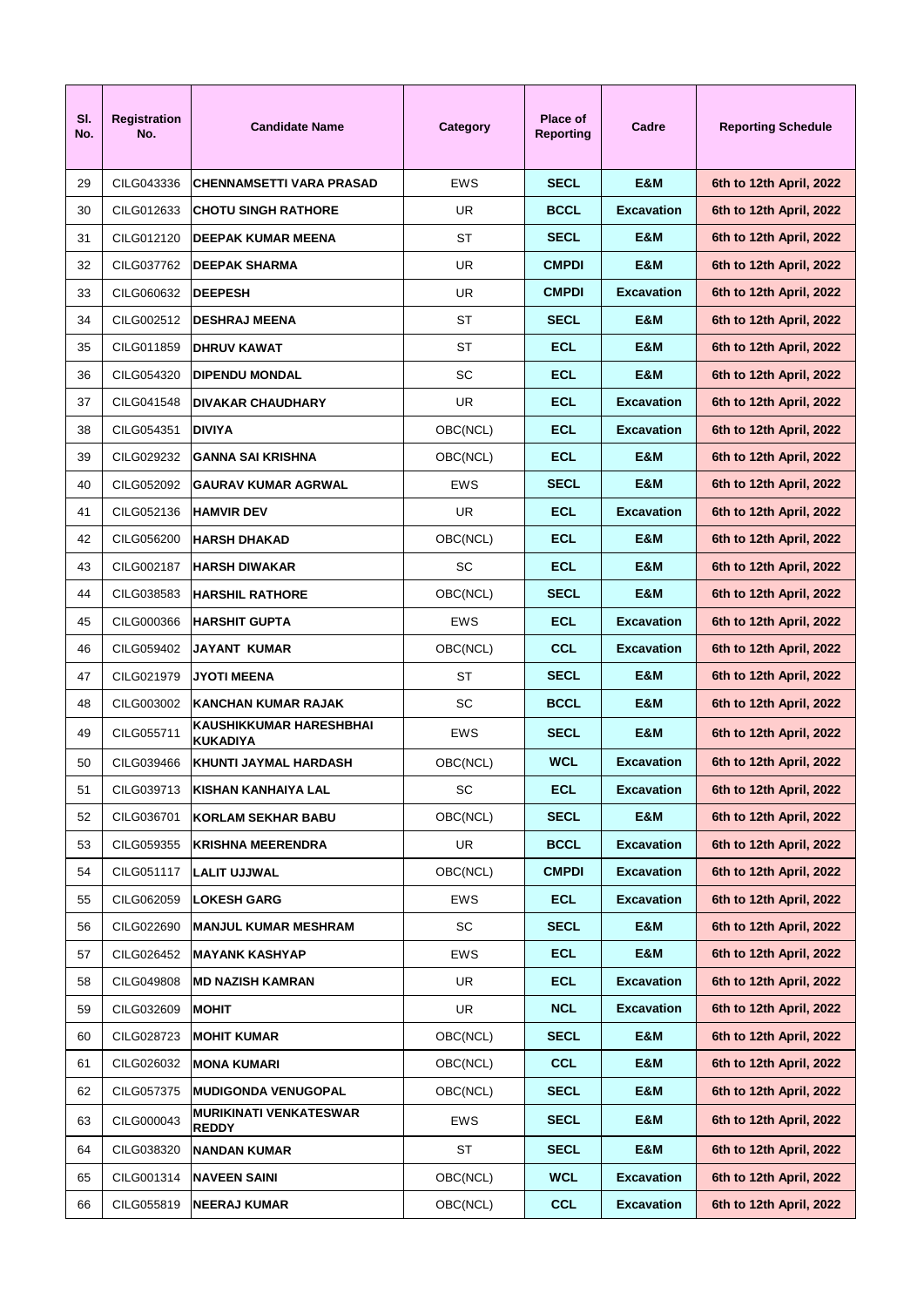| Sl. No. | Registration No. | Candidate Name | Category | Place of Reporting | Cadre | Reporting Schedule |
|---|---|---|---|---|---|---|
| 29 | CILG043336 | **CHENNAMSETTI VARA PRASAD** | EWS | **SECL** | **E&M** | **6th to 12th April, 2022** |
| 30 | CILG012633 | **CHOTU SINGH RATHORE** | UR | **BCCL** | **Excavation** | **6th to 12th April, 2022** |
| 31 | CILG012120 | **DEEPAK KUMAR MEENA** | ST | **SECL** | **E&M** | **6th to 12th April, 2022** |
| 32 | CILG037762 | **DEEPAK SHARMA** | UR | **CMPDI** | **E&M** | **6th to 12th April, 2022** |
| 33 | CILG060632 | **DEEPESH** | UR | **CMPDI** | **Excavation** | **6th to 12th April, 2022** |
| 34 | CILG002512 | **DESHRAJ MEENA** | ST | **SECL** | **E&M** | **6th to 12th April, 2022** |
| 35 | CILG011859 | **DHRUV KAWAT** | ST | **ECL** | **E&M** | **6th to 12th April, 2022** |
| 36 | CILG054320 | **DIPENDU MONDAL** | SC | **ECL** | **E&M** | **6th to 12th April, 2022** |
| 37 | CILG041548 | **DIVAKAR CHAUDHARY** | UR | **ECL** | **Excavation** | **6th to 12th April, 2022** |
| 38 | CILG054351 | **DIVIYA** | OBC(NCL) | **ECL** | **Excavation** | **6th to 12th April, 2022** |
| 39 | CILG029232 | **GANNA SAI KRISHNA** | OBC(NCL) | **ECL** | **E&M** | **6th to 12th April, 2022** |
| 40 | CILG052092 | **GAURAV KUMAR AGRWAL** | EWS | **SECL** | **E&M** | **6th to 12th April, 2022** |
| 41 | CILG052136 | **HAMVIR DEV** | UR | **ECL** | **Excavation** | **6th to 12th April, 2022** |
| 42 | CILG056200 | **HARSH DHAKAD** | OBC(NCL) | **ECL** | **E&M** | **6th to 12th April, 2022** |
| 43 | CILG002187 | **HARSH DIWAKAR** | SC | **ECL** | **E&M** | **6th to 12th April, 2022** |
| 44 | CILG038583 | **HARSHIL RATHORE** | OBC(NCL) | **SECL** | **E&M** | **6th to 12th April, 2022** |
| 45 | CILG000366 | **HARSHIT GUPTA** | EWS | **ECL** | **Excavation** | **6th to 12th April, 2022** |
| 46 | CILG059402 | **JAYANT KUMAR** | OBC(NCL) | **CCL** | **Excavation** | **6th to 12th April, 2022** |
| 47 | CILG021979 | **JYOTI MEENA** | ST | **SECL** | **E&M** | **6th to 12th April, 2022** |
| 48 | CILG003002 | **KANCHAN KUMAR RAJAK** | SC | **BCCL** | **E&M** | **6th to 12th April, 2022** |
| 49 | CILG055711 | **KAUSHIKKUMAR HARESHBHAI KUKADIYA** | EWS | **SECL** | **E&M** | **6th to 12th April, 2022** |
| 50 | CILG039466 | **KHUNTI JAYMAL HARDASH** | OBC(NCL) | **WCL** | **Excavation** | **6th to 12th April, 2022** |
| 51 | CILG039713 | **KISHAN KANHAIYA LAL** | SC | **ECL** | **Excavation** | **6th to 12th April, 2022** |
| 52 | CILG036701 | **KORLAM SEKHAR BABU** | OBC(NCL) | **SECL** | **E&M** | **6th to 12th April, 2022** |
| 53 | CILG059355 | **KRISHNA MEERENDRA** | UR | **BCCL** | **Excavation** | **6th to 12th April, 2022** |
| 54 | CILG051117 | **LALIT UJJWAL** | OBC(NCL) | **CMPDI** | **Excavation** | **6th to 12th April, 2022** |
| 55 | CILG062059 | **LOKESH GARG** | EWS | **ECL** | **Excavation** | **6th to 12th April, 2022** |
| 56 | CILG022690 | **MANJUL KUMAR MESHRAM** | SC | **SECL** | **E&M** | **6th to 12th April, 2022** |
| 57 | CILG026452 | **MAYANK KASHYAP** | EWS | **ECL** | **E&M** | **6th to 12th April, 2022** |
| 58 | CILG049808 | **MD NAZISH KAMRAN** | UR | **ECL** | **Excavation** | **6th to 12th April, 2022** |
| 59 | CILG032609 | **MOHIT** | UR | **NCL** | **Excavation** | **6th to 12th April, 2022** |
| 60 | CILG028723 | **MOHIT KUMAR** | OBC(NCL) | **SECL** | **E&M** | **6th to 12th April, 2022** |
| 61 | CILG026032 | **MONA KUMARI** | OBC(NCL) | **CCL** | **E&M** | **6th to 12th April, 2022** |
| 62 | CILG057375 | **MUDIGONDA VENUGOPAL** | OBC(NCL) | **SECL** | **E&M** | **6th to 12th April, 2022** |
| 63 | CILG000043 | **MURIKINATI VENKATESWAR REDDY** | EWS | **SECL** | **E&M** | **6th to 12th April, 2022** |
| 64 | CILG038320 | **NANDAN KUMAR** | ST | **SECL** | **E&M** | **6th to 12th April, 2022** |
| 65 | CILG001314 | **NAVEEN SAINI** | OBC(NCL) | **WCL** | **Excavation** | **6th to 12th April, 2022** |
| 66 | CILG055819 | **NEERAJ KUMAR** | OBC(NCL) | **CCL** | **Excavation** | **6th to 12th April, 2022** |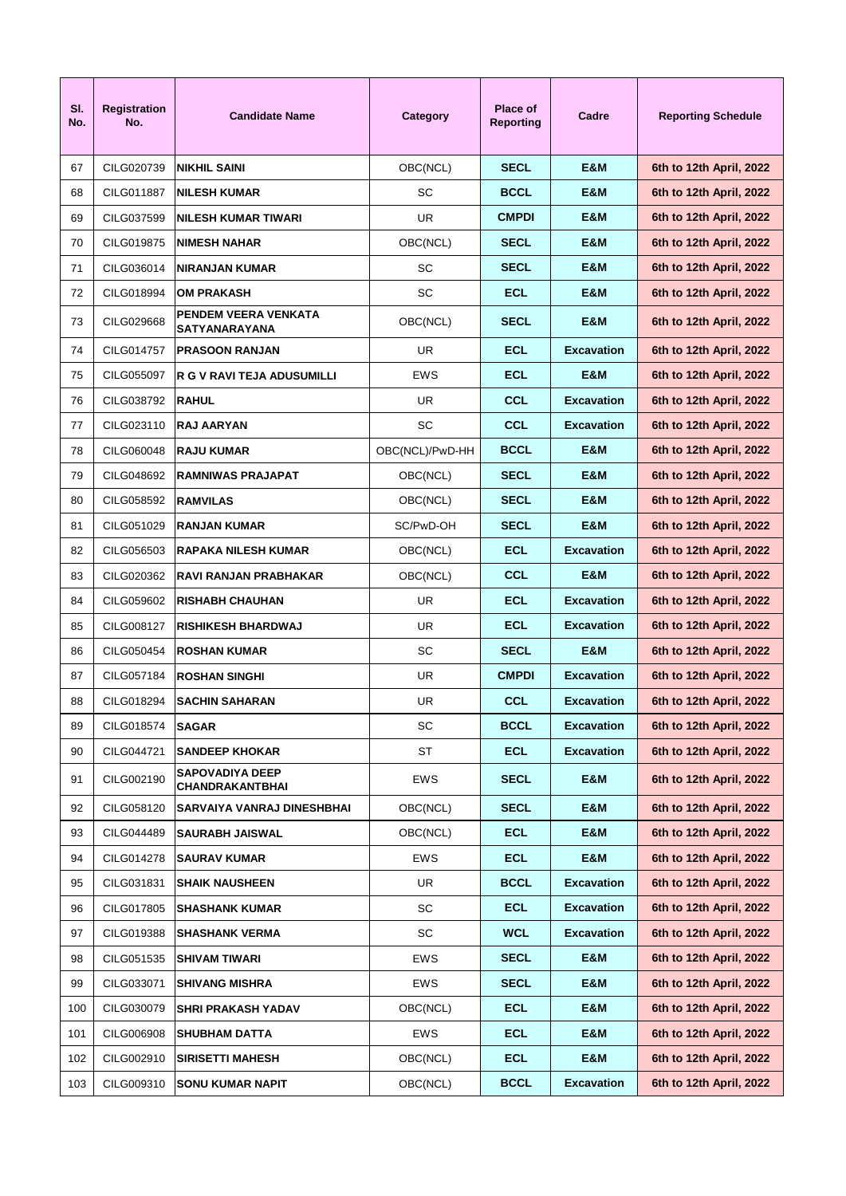| Sl. No. | Registration No. | Candidate Name | Category | Place of Reporting | Cadre | Reporting Schedule |
|---|---|---|---|---|---|---|
| 67 | CILG020739 | **NIKHIL SAINI** | OBC(NCL) | **SECL** | **E&M** | **6th to 12th April, 2022** |
| 68 | CILG011887 | **NILESH KUMAR** | SC | **BCCL** | **E&M** | **6th to 12th April, 2022** |
| 69 | CILG037599 | **NILESH KUMAR TIWARI** | UR | **CMPDI** | **E&M** | **6th to 12th April, 2022** |
| 70 | CILG019875 | **NIMESH NAHAR** | OBC(NCL) | **SECL** | **E&M** | **6th to 12th April, 2022** |
| 71 | CILG036014 | **NIRANJAN KUMAR** | SC | **SECL** | **E&M** | **6th to 12th April, 2022** |
| 72 | CILG018994 | **OM PRAKASH** | SC | **ECL** | **E&M** | **6th to 12th April, 2022** |
| 73 | CILG029668 | **PENDEM VEERA VENKATA SATYANARAYANA** | OBC(NCL) | **SECL** | **E&M** | **6th to 12th April, 2022** |
| 74 | CILG014757 | **PRASOON RANJAN** | UR | **ECL** | **Excavation** | **6th to 12th April, 2022** |
| 75 | CILG055097 | **R G V RAVI TEJA ADUSUMILLI** | EWS | **ECL** | **E&M** | **6th to 12th April, 2022** |
| 76 | CILG038792 | **RAHUL** | UR | **CCL** | **Excavation** | **6th to 12th April, 2022** |
| 77 | CILG023110 | **RAJ AARYAN** | SC | **CCL** | **Excavation** | **6th to 12th April, 2022** |
| 78 | CILG060048 | **RAJU KUMAR** | OBC(NCL)/PwD-HH | **BCCL** | **E&M** | **6th to 12th April, 2022** |
| 79 | CILG048692 | **RAMNIWAS PRAJAPAT** | OBC(NCL) | **SECL** | **E&M** | **6th to 12th April, 2022** |
| 80 | CILG058592 | **RAMVILAS** | OBC(NCL) | **SECL** | **E&M** | **6th to 12th April, 2022** |
| 81 | CILG051029 | **RANJAN KUMAR** | SC/PwD-OH | **SECL** | **E&M** | **6th to 12th April, 2022** |
| 82 | CILG056503 | **RAPAKA NILESH KUMAR** | OBC(NCL) | **ECL** | **Excavation** | **6th to 12th April, 2022** |
| 83 | CILG020362 | **RAVI RANJAN PRABHAKAR** | OBC(NCL) | **CCL** | **E&M** | **6th to 12th April, 2022** |
| 84 | CILG059602 | **RISHABH CHAUHAN** | UR | **ECL** | **Excavation** | **6th to 12th April, 2022** |
| 85 | CILG008127 | **RISHIKESH BHARDWAJ** | UR | **ECL** | **Excavation** | **6th to 12th April, 2022** |
| 86 | CILG050454 | **ROSHAN KUMAR** | SC | **SECL** | **E&M** | **6th to 12th April, 2022** |
| 87 | CILG057184 | **ROSHAN SINGHI** | UR | **CMPDI** | **Excavation** | **6th to 12th April, 2022** |
| 88 | CILG018294 | **SACHIN SAHARAN** | UR | **CCL** | **Excavation** | **6th to 12th April, 2022** |
| 89 | CILG018574 | **SAGAR** | SC | **BCCL** | **Excavation** | **6th to 12th April, 2022** |
| 90 | CILG044721 | **SANDEEP KHOKAR** | ST | **ECL** | **Excavation** | **6th to 12th April, 2022** |
| 91 | CILG002190 | **SAPOVADIYA DEEP CHANDRAKANTBHAI** | EWS | **SECL** | **E&M** | **6th to 12th April, 2022** |
| 92 | CILG058120 | **SARVAIYA VANRAJ DINESHBHAI** | OBC(NCL) | **SECL** | **E&M** | **6th to 12th April, 2022** |
| 93 | CILG044489 | **SAURABH JAISWAL** | OBC(NCL) | **ECL** | **E&M** | **6th to 12th April, 2022** |
| 94 | CILG014278 | **SAURAV KUMAR** | EWS | **ECL** | **E&M** | **6th to 12th April, 2022** |
| 95 | CILG031831 | **SHAIK NAUSHEEN** | UR | **BCCL** | **Excavation** | **6th to 12th April, 2022** |
| 96 | CILG017805 | **SHASHANK KUMAR** | SC | **ECL** | **Excavation** | **6th to 12th April, 2022** |
| 97 | CILG019388 | **SHASHANK VERMA** | SC | **WCL** | **Excavation** | **6th to 12th April, 2022** |
| 98 | CILG051535 | **SHIVAM TIWARI** | EWS | **SECL** | **E&M** | **6th to 12th April, 2022** |
| 99 | CILG033071 | **SHIVANG MISHRA** | EWS | **SECL** | **E&M** | **6th to 12th April, 2022** |
| 100 | CILG030079 | **SHRI PRAKASH YADAV** | OBC(NCL) | **ECL** | **E&M** | **6th to 12th April, 2022** |
| 101 | CILG006908 | **SHUBHAM DATTA** | EWS | **ECL** | **E&M** | **6th to 12th April, 2022** |
| 102 | CILG002910 | **SIRISETTI MAHESH** | OBC(NCL) | **ECL** | **E&M** | **6th to 12th April, 2022** |
| 103 | CILG009310 | **SONU KUMAR NAPIT** | OBC(NCL) | **BCCL** | **Excavation** | **6th to 12th April, 2022** |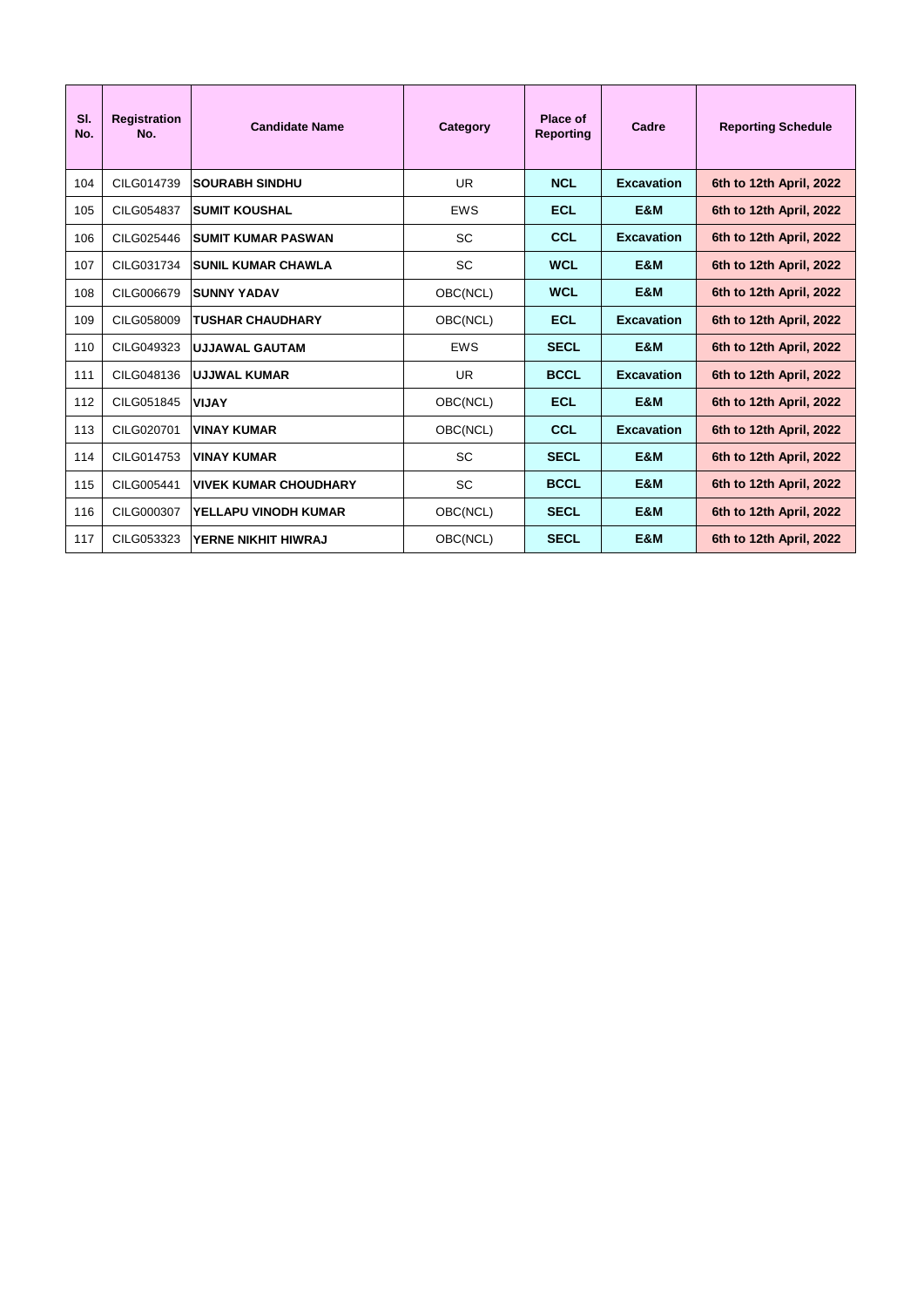| Sl. No. | Registration No. | Candidate Name | Category | Place of Reporting | Cadre | Reporting Schedule |
|---|---|---|---|---|---|---|
| 104 | CILG014739 | **SOURABH SINDHU** | UR | **NCL** | **Excavation** | **6th to 12th April, 2022** |
| 105 | CILG054837 | **SUMIT KOUSHAL** | EWS | **ECL** | **E&M** | **6th to 12th April, 2022** |
| 106 | CILG025446 | **SUMIT KUMAR PASWAN** | SC | **CCL** | **Excavation** | **6th to 12th April, 2022** |
| 107 | CILG031734 | **SUNIL KUMAR CHAWLA** | SC | **WCL** | **E&M** | **6th to 12th April, 2022** |
| 108 | CILG006679 | **SUNNY YADAV** | OBC(NCL) | **WCL** | **E&M** | **6th to 12th April, 2022** |
| 109 | CILG058009 | **TUSHAR CHAUDHARY** | OBC(NCL) | **ECL** | **Excavation** | **6th to 12th April, 2022** |
| 110 | CILG049323 | **UJJAWAL GAUTAM** | EWS | **SECL** | **E&M** | **6th to 12th April, 2022** |
| 111 | CILG048136 | **UJJWAL KUMAR** | UR | **BCCL** | **Excavation** | **6th to 12th April, 2022** |
| 112 | CILG051845 | **VIJAY** | OBC(NCL) | **ECL** | **E&M** | **6th to 12th April, 2022** |
| 113 | CILG020701 | **VINAY KUMAR** | OBC(NCL) | **CCL** | **Excavation** | **6th to 12th April, 2022** |
| 114 | CILG014753 | **VINAY KUMAR** | SC | **SECL** | **E&M** | **6th to 12th April, 2022** |
| 115 | CILG005441 | **VIVEK KUMAR CHOUDHARY** | SC | **BCCL** | **E&M** | **6th to 12th April, 2022** |
| 116 | CILG000307 | **YELLAPU VINODH KUMAR** | OBC(NCL) | **SECL** | **E&M** | **6th to 12th April, 2022** |
| 117 | CILG053323 | **YERNE NIKHIT HIWRAJ** | OBC(NCL) | **SECL** | **E&M** | **6th to 12th April, 2022** |